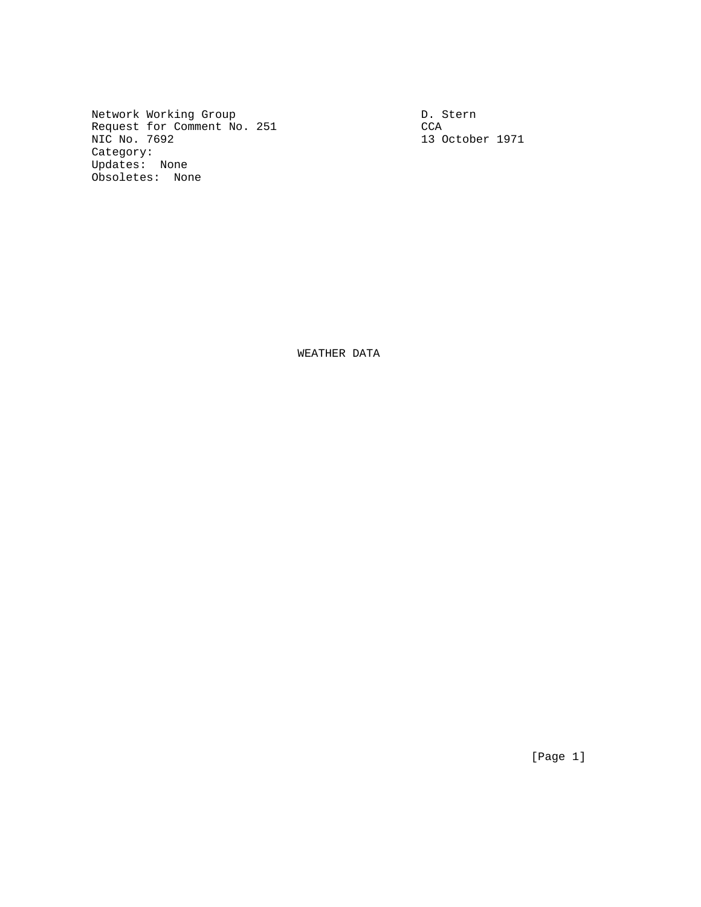Network Working Group                                    D. Stern
Request for Comment No. 251                              CCA
NIC No. 7692                                             13 October 1971
Category:
Updates:  None
Obsoletes:  None

# WEATHER DATA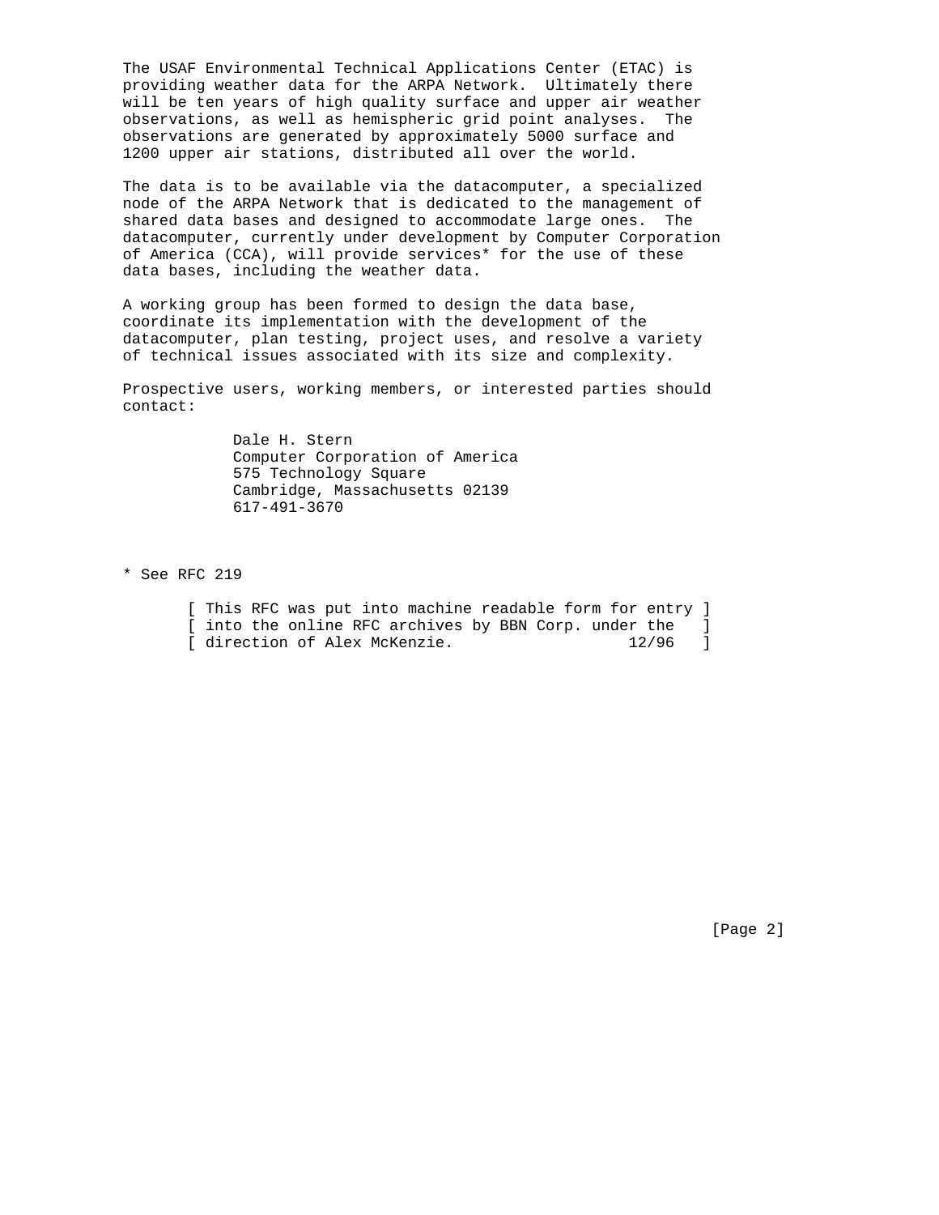The USAF Environmental Technical Applications Center (ETAC) is providing weather data for the ARPA Network. Ultimately there will be ten years of high quality surface and upper air weather observations, as well as hemispheric grid point analyses. The observations are generated by approximately 5000 surface and 1200 upper air stations, distributed all over the world.

The data is to be available via the datacomputer, a specialized node of the ARPA Network that is dedicated to the management of shared data bases and designed to accommodate large ones. The datacomputer, currently under development by Computer Corporation of America (CCA), will provide services* for the use of these data bases, including the weather data.

A working group has been formed to design the data base, coordinate its implementation with the development of the datacomputer, plan testing, project uses, and resolve a variety of technical issues associated with its size and complexity.

Prospective users, working members, or interested parties should contact:

Dale H. Stern
Computer Corporation of America
575 Technology Square
Cambridge, Massachusetts 02139
617-491-3670

* See RFC 219

[ This RFC was put into machine readable form for entry ]
[ into the online RFC archives by BBN Corp. under the ]
[ direction of Alex McKenzie. 12/96 ]